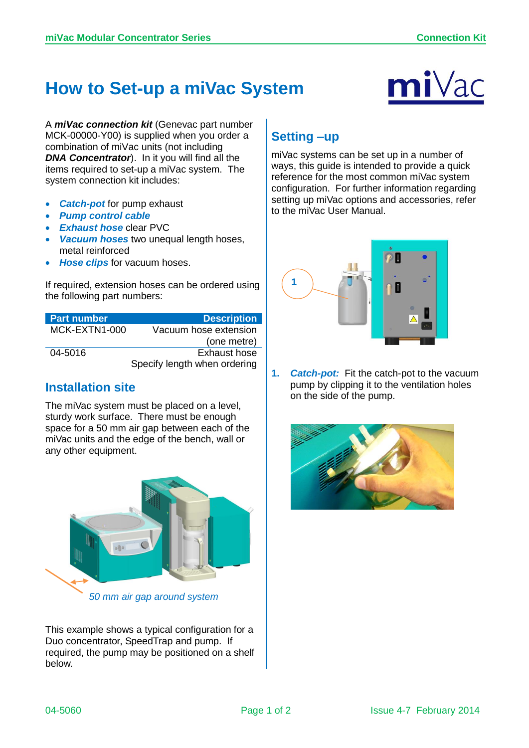# How to Set-up a miVac System

A ***miVac connection kit*** (Genevac part number MCK-00000-Y00) is supplied when you order a combination of miVac units (not including ***DNA Concentrator***). In it you will find all the items required to set-up a miVac system. The system connection kit includes:

- ***Catch-pot*** for pump exhaust
- ***Pump control cable***
- ***Exhaust hose*** clear PVC
- ***Vacuum hoses*** two unequal length hoses, metal reinforced
- ***Hose clips*** for vacuum hoses.

If required, extension hoses can be ordered using the following part numbers:

| Part number | Description |
|---|---|
| MCK-EXTN1-000 | Vacuum hose extension (one metre) |
| 04-5016 | Exhaust hose Specify length when ordering |

## Installation site

The miVac system must be placed on a level, sturdy work surface. There must be enough space for a 50 mm air gap between each of the miVac units and the edge of the bench, wall or any other equipment.

*50 mm air gap around system*

This example shows a typical configuration for a Duo concentrator, SpeedTrap and pump. If required, the pump may be positioned on a shelf below.

## Setting –up

miVac systems can be set up in a number of ways, this guide is intended to provide a quick reference for the most common miVac system configuration. For further information regarding setting up miVac options and accessories, refer to the miVac User Manual.

1. ***Catch-pot:*** Fit the catch-pot to the vacuum pump by clipping it to the ventilation holes on the side of the pump.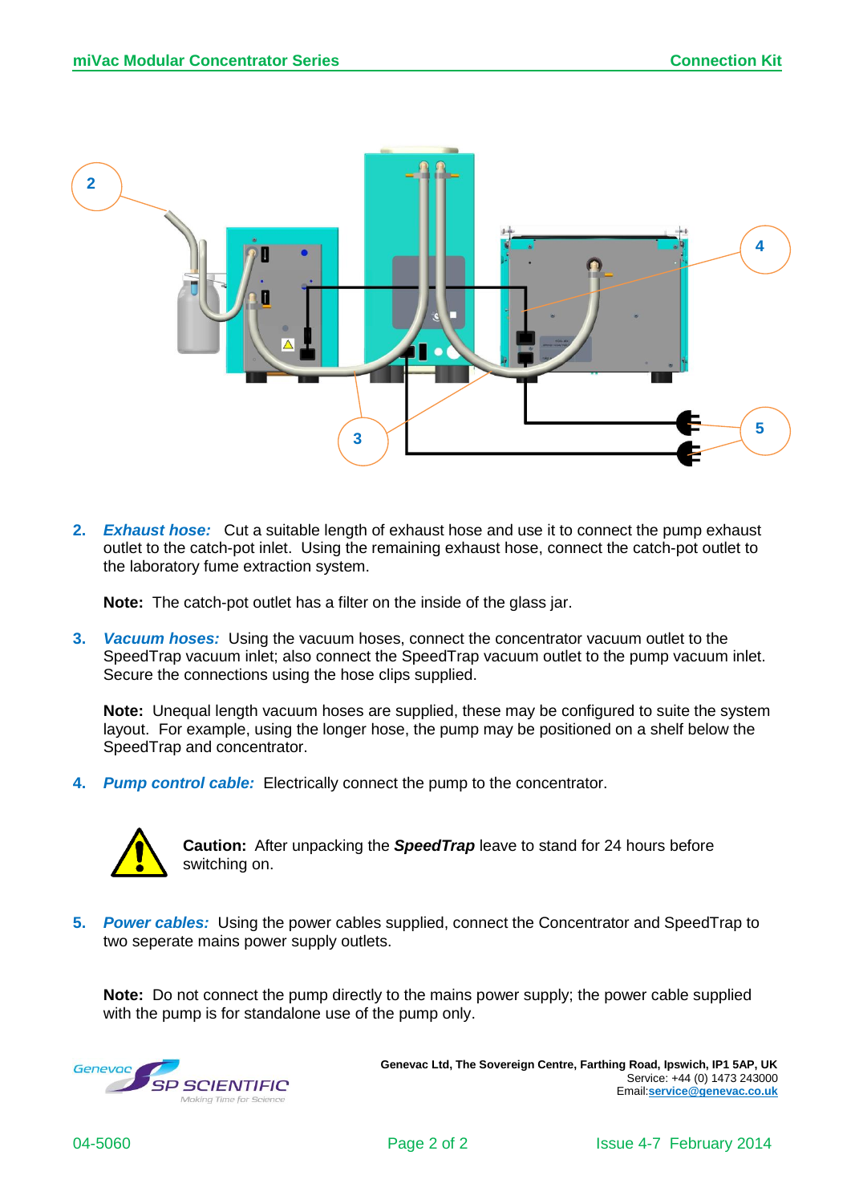2. ***Exhaust hose:*** Cut a suitable length of exhaust hose and use it to connect the pump exhaust outlet to the catch-pot inlet. Using the remaining exhaust hose, connect the catch-pot outlet to the laboratory fume extraction system.

   **Note:** The catch-pot outlet has a filter on the inside of the glass jar.

3. ***Vacuum hoses:*** Using the vacuum hoses, connect the concentrator vacuum outlet to the SpeedTrap vacuum inlet; also connect the SpeedTrap vacuum outlet to the pump vacuum inlet. Secure the connections using the hose clips supplied.

   **Note:** Unequal length vacuum hoses are supplied, these may be configured to suite the system layout. For example, using the longer hose, the pump may be positioned on a shelf below the SpeedTrap and concentrator.

4. ***Pump control cable:*** Electrically connect the pump to the concentrator.

   **Caution:** After unpacking the ***SpeedTrap*** leave to stand for 24 hours before switching on.

5. ***Power cables:*** Using the power cables supplied, connect the Concentrator and SpeedTrap to two seperate mains power supply outlets.

   **Note:** Do not connect the pump directly to the mains power supply; the power cable supplied with the pump is for standalone use of the pump only.

**Genevac Ltd, The Sovereign Centre, Farthing Road, Ipswich, IP1 5AP, UK**
Service: +44 (0) 1473 243000
Email:service@genevac.co.uk